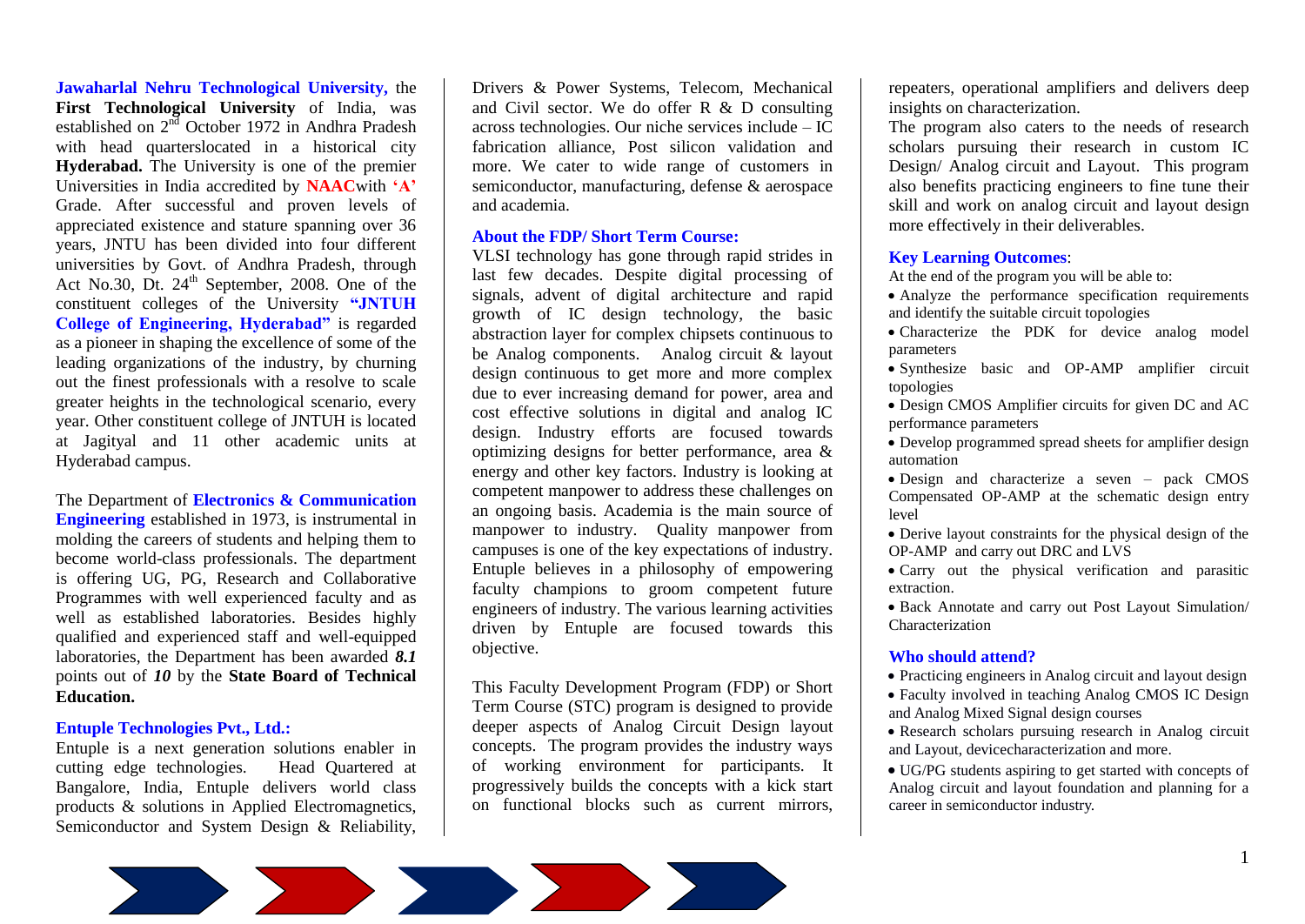**Jawaharlal Nehru Technological University,** the **First Technological University** of India, was established on 2nd October 1972 in Andhra Pradesh with head quarterslocated in a historical city **Hyderabad.** The University is one of the premier Universities in India accredited by **NAAC**with **'A'** Grade. After successful and proven levels of appreciated existence and stature spanning over 36 years, JNTU has been divided into four different universities by Govt. of Andhra Pradesh, through Act No.30, Dt. 24th September, 2008. One of the constituent colleges of the University **"JNTUH College of Engineering, Hyderabad"** is regarded as a pioneer in shaping the excellence of some of the leading organizations of the industry, by churning out the finest professionals with a resolve to scale greater heights in the technological scenario, every year. Other constituent college of JNTUH is located at Jagityal and 11 other academic units at Hyderabad campus.

The Department of **Electronics & Communication Engineering** established in 1973, is instrumental in molding the careers of students and helping them to become world-class professionals. The department is offering UG, PG, Research and Collaborative Programmes with well experienced faculty and as well as established laboratories. Besides highly qualified and experienced staff and well-equipped laboratories, the Department has been awarded ***8.1*** points out of ***10*** by the **State Board of Technical Education.**

### Entuple Technologies Pvt., Ltd.:

Entuple is a next generation solutions enabler in cutting edge technologies. Head Quartered at Bangalore, India, Entuple delivers world class products & solutions in Applied Electromagnetics, Semiconductor and System Design & Reliability, Drivers & Power Systems, Telecom, Mechanical and Civil sector. We do offer R & D consulting across technologies. Our niche services include – IC fabrication alliance, Post silicon validation and more. We cater to wide range of customers in semiconductor, manufacturing, defense & aerospace and academia.

### About the FDP/ Short Term Course:

VLSI technology has gone through rapid strides in last few decades. Despite digital processing of signals, advent of digital architecture and rapid growth of IC design technology, the basic abstraction layer for complex chipsets continuous to be Analog components. Analog circuit & layout design continuous to get more and more complex due to ever increasing demand for power, area and cost effective solutions in digital and analog IC design. Industry efforts are focused towards optimizing designs for better performance, area & energy and other key factors. Industry is looking at competent manpower to address these challenges on an ongoing basis. Academia is the main source of manpower to industry. Quality manpower from campuses is one of the key expectations of industry. Entuple believes in a philosophy of empowering faculty champions to groom competent future engineers of industry. The various learning activities driven by Entuple are focused towards this objective.

This Faculty Development Program (FDP) or Short Term Course (STC) program is designed to provide deeper aspects of Analog Circuit Design layout concepts. The program provides the industry ways of working environment for participants. It progressively builds the concepts with a kick start on functional blocks such as current mirrors, repeaters, operational amplifiers and delivers deep insights on characterization.

The program also caters to the needs of research scholars pursuing their research in custom IC Design/ Analog circuit and Layout. This program also benefits practicing engineers to fine tune their skill and work on analog circuit and layout design more effectively in their deliverables.

### Key Learning Outcomes:

At the end of the program you will be able to:

- Analyze the performance specification requirements and identify the suitable circuit topologies
- Characterize the PDK for device analog model parameters
- Synthesize basic and OP-AMP amplifier circuit topologies
- Design CMOS Amplifier circuits for given DC and AC performance parameters
- Develop programmed spread sheets for amplifier design automation
- Design and characterize a seven – pack CMOS Compensated OP-AMP at the schematic design entry level
- Derive layout constraints for the physical design of the OP-AMP and carry out DRC and LVS
- Carry out the physical verification and parasitic extraction.
- Back Annotate and carry out Post Layout Simulation/ Characterization

### Who should attend?

- Practicing engineers in Analog circuit and layout design
- Faculty involved in teaching Analog CMOS IC Design and Analog Mixed Signal design courses
- Research scholars pursuing research in Analog circuit and Layout, devicecharacterization and more.
- UG/PG students aspiring to get started with concepts of Analog circuit and layout foundation and planning for a career in semiconductor industry.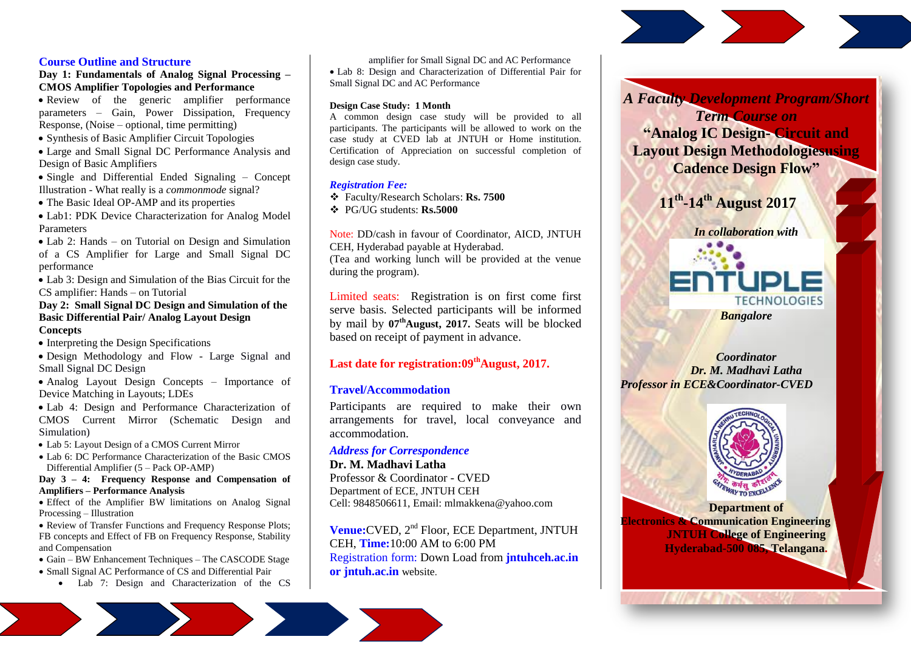## Course Outline and Structure

**Day 1: Fundamentals of Analog Signal Processing – CMOS Amplifier Topologies and Performance**

- Review of the generic amplifier performance parameters – Gain, Power Dissipation, Frequency Response, (Noise – optional, time permitting)
- Synthesis of Basic Amplifier Circuit Topologies
- Large and Small Signal DC Performance Analysis and Design of Basic Amplifiers
- Single and Differential Ended Signaling – Concept Illustration - What really is a *commonmode* signal?
- The Basic Ideal OP-AMP and its properties
- Lab1: PDK Device Characterization for Analog Model Parameters
- Lab 2: Hands – on Tutorial on Design and Simulation of a CS Amplifier for Large and Small Signal DC performance
- Lab 3: Design and Simulation of the Bias Circuit for the CS amplifier: Hands – on Tutorial

**Day 2: Small Signal DC Design and Simulation of the Basic Differential Pair/ Analog Layout Design Concepts**

- Interpreting the Design Specifications
- Design Methodology and Flow - Large Signal and Small Signal DC Design
- Analog Layout Design Concepts – Importance of Device Matching in Layouts; LDEs
- Lab 4: Design and Performance Characterization of CMOS Current Mirror (Schematic Design and Simulation)
- Lab 5: Layout Design of a CMOS Current Mirror
- Lab 6: DC Performance Characterization of the Basic CMOS Differential Amplifier (5 – Pack OP-AMP)

**Day 3 – 4: Frequency Response and Compensation of Amplifiers – Performance Analysis**

- Effect of the Amplifier BW limitations on Analog Signal Processing – Illustration
- Review of Transfer Functions and Frequency Response Plots; FB concepts and Effect of FB on Frequency Response, Stability and Compensation
- Gain – BW Enhancement Techniques – The CASCODE Stage
- Small Signal AC Performance of CS and Differential Pair
  - Lab 7: Design and Characterization of the CS amplifier for Small Signal DC and AC Performance
- Lab 8: Design and Characterization of Differential Pair for Small Signal DC and AC Performance

**Design Case Study: 1 Month**

A common design case study will be provided to all participants. The participants will be allowed to work on the case study at CVED lab at JNTUH or Home institution. Certification of Appreciation on successful completion of design case study.

***Registration Fee:***

- Faculty/Research Scholars: **Rs. 7500**
- PG/UG students: **Rs.5000**

Note: DD/cash in favour of Coordinator, AICD, JNTUH CEH, Hyderabad payable at Hyderabad.
(Tea and working lunch will be provided at the venue during the program).

Limited seats: Registration is on first come first serve basis. Selected participants will be informed by mail by **07th August, 2017.** Seats will be blocked based on receipt of payment in advance.

**Last date for registration:09th August, 2017.**

**Travel/Accommodation**

Participants are required to make their own arrangements for travel, local conveyance and accommodation.

***Address for Correspondence***

**Dr. M. Madhavi Latha**
Professor & Coordinator - CVED
Department of ECE, JNTUH CEH
Cell: 9848506611, Email: mlmakkena@yahoo.com

**Venue:**CVED, 2nd Floor, ECE Department, JNTUH CEH, **Time:**10:00 AM to 6:00 PM
Registration form: Down Load from **jntuhceh.ac.in or jntuh.ac.in** website.

***A Faculty Development Program/Short Term Course on***

**"Analog IC Design- Circuit and Layout Design Methodologiesusing Cadence Design Flow"**

**11th-14th August 2017**

***In collaboration with***

ENTUPLE TECHNOLOGIES

***Bangalore***

***Coordinator***
***Dr. M. Madhavi Latha***
***Professor in ECE&Coordinator-CVED***

**Department of**
**Electronics & Communication Engineering**
**JNTUH College of Engineering**
**Hyderabad-500 085, Telangana.**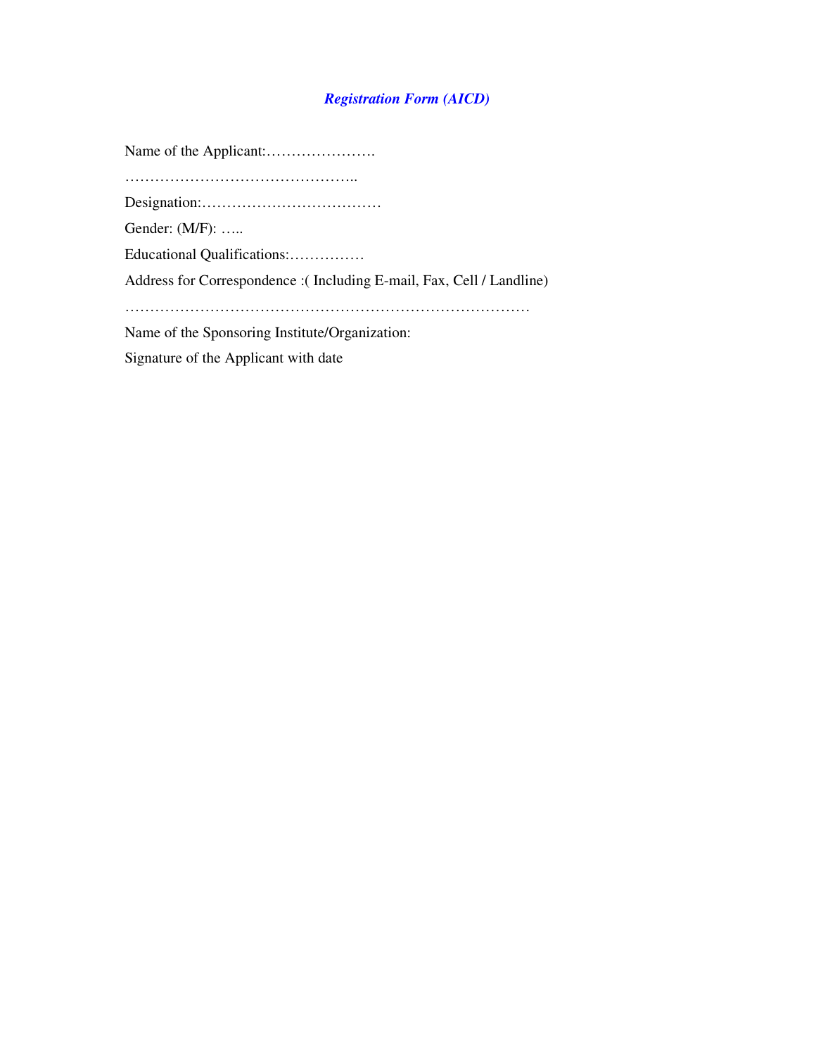***Registration Form (AICD)***

Name of the Applicant:………………….

………………………………………..

Designation:………………………………

Gender: (M/F): …..

Educational Qualifications:……………

Address for Correspondence :( Including E-mail, Fax, Cell / Landline)

……………………………………………………………………

Name of the Sponsoring Institute/Organization:

Signature of the Applicant with date